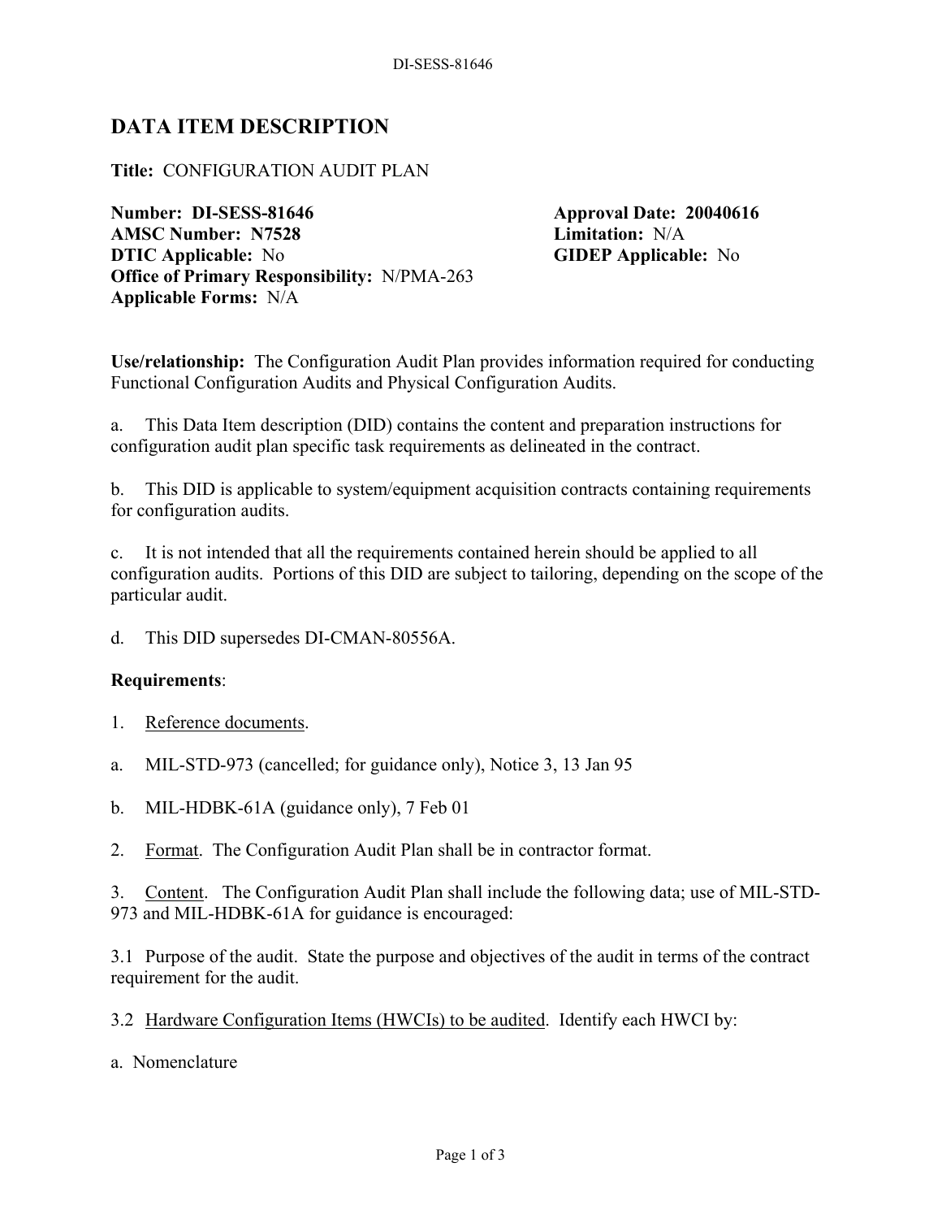# DATA ITEM DESCRIPTION

**Title:** CONFIGURATION AUDIT PLAN

**Number: DI-SESS-81646**
**Approval Date: 20040616**
**AMSC Number: N7528**
**Limitation:** N/A
**DTIC Applicable:** No
**GIDEP Applicable:** No
**Office of Primary Responsibility:** N/PMA-263
**Applicable Forms:** N/A

**Use/relationship:** The Configuration Audit Plan provides information required for conducting Functional Configuration Audits and Physical Configuration Audits.

a. This Data Item description (DID) contains the content and preparation instructions for configuration audit plan specific task requirements as delineated in the contract.

b. This DID is applicable to system/equipment acquisition contracts containing requirements for configuration audits.

c. It is not intended that all the requirements contained herein should be applied to all configuration audits. Portions of this DID are subject to tailoring, depending on the scope of the particular audit.

d. This DID supersedes DI-CMAN-80556A.

**Requirements**:

1. Reference documents.

a. MIL-STD-973 (cancelled; for guidance only), Notice 3, 13 Jan 95

b. MIL-HDBK-61A (guidance only), 7 Feb 01

2. Format. The Configuration Audit Plan shall be in contractor format.

3. Content. The Configuration Audit Plan shall include the following data; use of MIL-STD-973 and MIL-HDBK-61A for guidance is encouraged:

3.1 Purpose of the audit. State the purpose and objectives of the audit in terms of the contract requirement for the audit.

3.2 Hardware Configuration Items (HWCIs) to be audited. Identify each HWCI by:

a. Nomenclature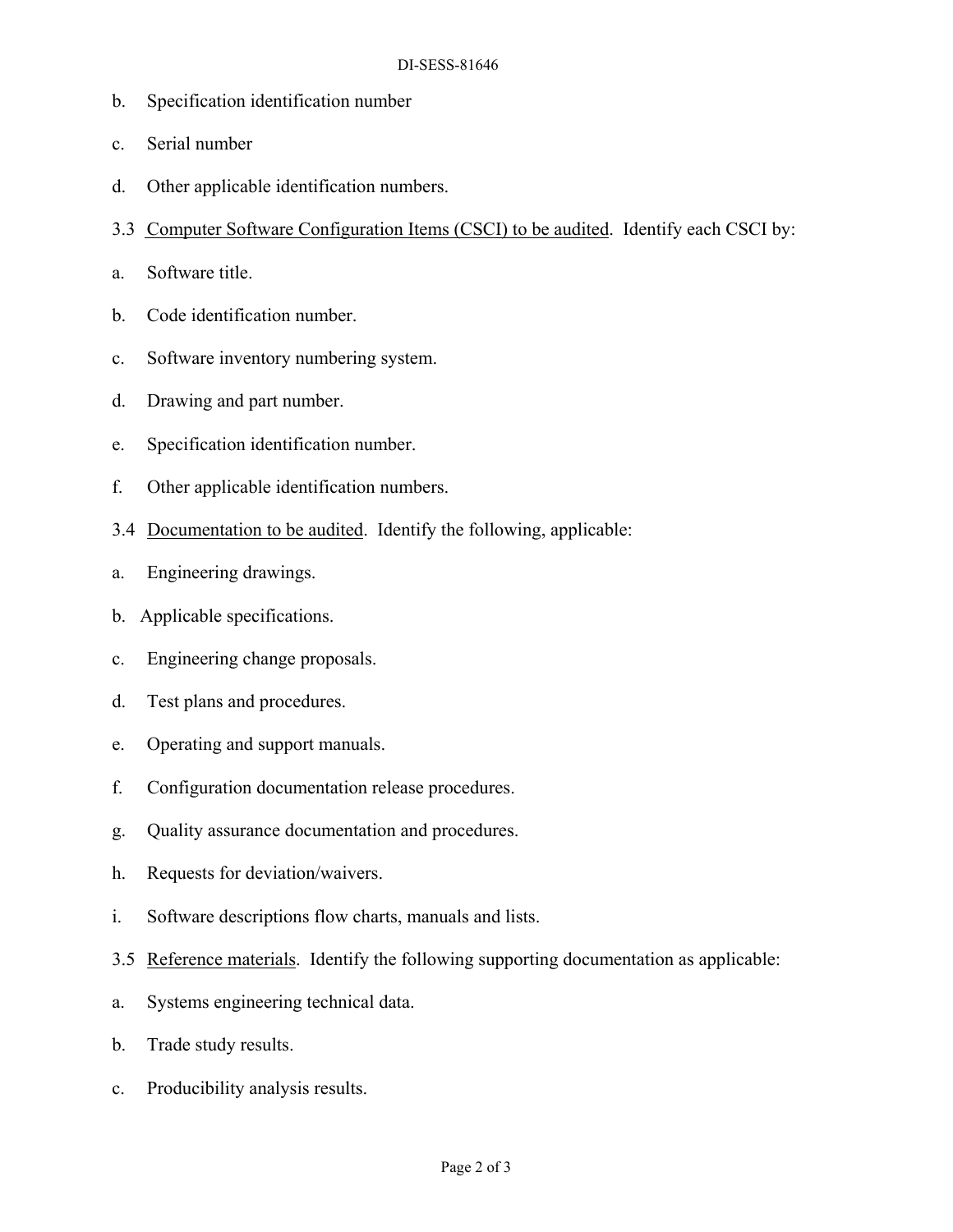b. Specification identification number

c. Serial number

d. Other applicable identification numbers.

3.3 Computer Software Configuration Items (CSCI) to be audited. Identify each CSCI by:

a. Software title.

b. Code identification number.

c. Software inventory numbering system.

d. Drawing and part number.

e. Specification identification number.

f. Other applicable identification numbers.

3.4 Documentation to be audited. Identify the following, applicable:

a. Engineering drawings.

b. Applicable specifications.

c. Engineering change proposals.

d. Test plans and procedures.

e. Operating and support manuals.

f. Configuration documentation release procedures.

g. Quality assurance documentation and procedures.

h. Requests for deviation/waivers.

i. Software descriptions flow charts, manuals and lists.

3.5 Reference materials. Identify the following supporting documentation as applicable:

a. Systems engineering technical data.

b. Trade study results.

c. Producibility analysis results.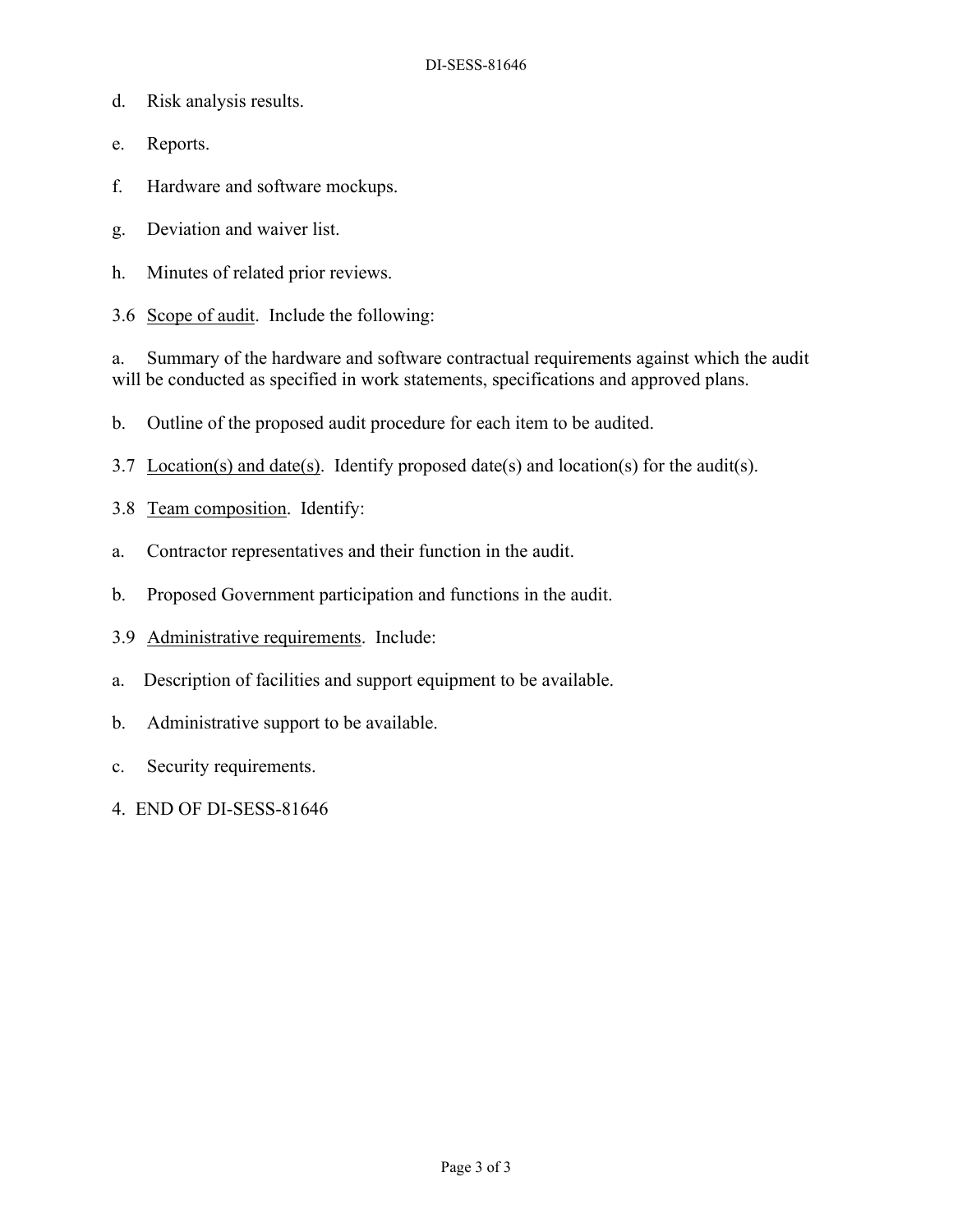d. Risk analysis results.

e. Reports.

f. Hardware and software mockups.

g. Deviation and waiver list.

h. Minutes of related prior reviews.

3.6 Scope of audit. Include the following:

a. Summary of the hardware and software contractual requirements against which the audit will be conducted as specified in work statements, specifications and approved plans.

b. Outline of the proposed audit procedure for each item to be audited.

3.7 Location(s) and date(s). Identify proposed date(s) and location(s) for the audit(s).

3.8 Team composition. Identify:

a. Contractor representatives and their function in the audit.

b. Proposed Government participation and functions in the audit.

3.9 Administrative requirements. Include:

a. Description of facilities and support equipment to be available.

b. Administrative support to be available.

c. Security requirements.

4. END OF DI-SESS-81646